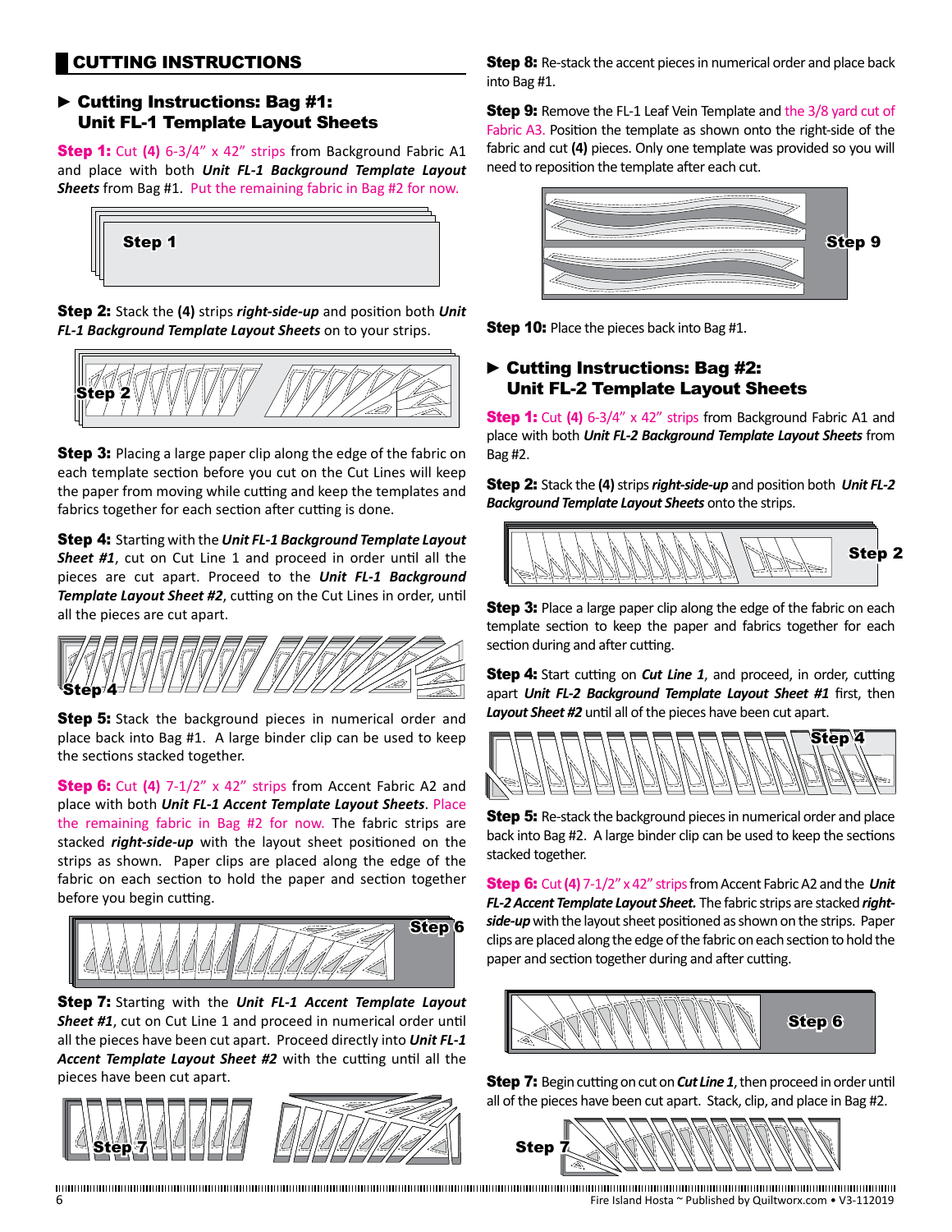## CUTTING INSTRUCTIONS

### ▶ Cutting Instructions: Bag #1: Unit FL-1 Template Layout Sheets

**Step 1:** Cut **(4)** 6-3/4" x 42" strips from Background Fabric A1 and place with both ***Unit FL-1 Background Template Layout Sheets*** from Bag #1. Put the remaining fabric in Bag #2 for now.

Step 1

**Step 2:** Stack the **(4)** strips ***right-side-up*** and position both ***Unit FL-1 Background Template Layout Sheets*** on to your strips.

Step 2

**Step 3:** Placing a large paper clip along the edge of the fabric on each template section before you cut on the Cut Lines will keep the paper from moving while cutting and keep the templates and fabrics together for each section after cutting is done.

**Step 4:** Starting with the ***Unit FL-1 Background Template Layout Sheet #1***, cut on Cut Line 1 and proceed in order until all the pieces are cut apart. Proceed to the ***Unit FL-1 Background Template Layout Sheet #2***, cutting on the Cut Lines in order, until all the pieces are cut apart.

Step 4

**Step 5:** Stack the background pieces in numerical order and place back into Bag #1. A large binder clip can be used to keep the sections stacked together.

**Step 6:** Cut **(4)** 7-1/2" x 42" strips from Accent Fabric A2 and place with both ***Unit FL-1 Accent Template Layout Sheets***. Place the remaining fabric in Bag #2 for now. The fabric strips are stacked ***right-side-up*** with the layout sheet positioned on the strips as shown. Paper clips are placed along the edge of the fabric on each section to hold the paper and section together before you begin cutting.

Step 6

**Step 7:** Starting with the ***Unit FL-1 Accent Template Layout Sheet #1***, cut on Cut Line 1 and proceed in numerical order until all the pieces have been cut apart. Proceed directly into ***Unit FL-1 Accent Template Layout Sheet #2*** with the cutting until all the pieces have been cut apart.

Step 7

**Step 8:** Re-stack the accent pieces in numerical order and place back into Bag #1.

**Step 9:** Remove the FL-1 Leaf Vein Template and the 3/8 yard cut of Fabric A3. Position the template as shown onto the right-side of the fabric and cut **(4)** pieces. Only one template was provided so you will need to reposition the template after each cut.

Step 9

**Step 10:** Place the pieces back into Bag #1.

### ▶ Cutting Instructions: Bag #2: Unit FL-2 Template Layout Sheets

**Step 1:** Cut **(4)** 6-3/4" x 42" strips from Background Fabric A1 and place with both ***Unit FL-2 Background Template Layout Sheets*** from Bag #2.

**Step 2:** Stack the **(4)** strips ***right-side-up*** and position both ***Unit FL-2 Background Template Layout Sheets*** onto the strips.

Step 2

**Step 3:** Place a large paper clip along the edge of the fabric on each template section to keep the paper and fabrics together for each section during and after cutting.

**Step 4:** Start cutting on ***Cut Line 1***, and proceed, in order, cutting apart ***Unit FL-2 Background Template Layout Sheet #1*** first, then ***Layout Sheet #2*** until all of the pieces have been cut apart.

Step 4

**Step 5:** Re-stack the background pieces in numerical order and place back into Bag #2. A large binder clip can be used to keep the sections stacked together.

**Step 6:** Cut **(4)** 7-1/2" x 42" strips from Accent Fabric A2 and the ***Unit FL-2 Accent Template Layout Sheet.*** The fabric strips are stacked ***right-side-up*** with the layout sheet positioned as shown on the strips. Paper clips are placed along the edge of the fabric on each section to hold the paper and section together during and after cutting.

Step 6

**Step 7:** Begin cutting on cut on ***Cut Line 1***, then proceed in order until all of the pieces have been cut apart. Stack, clip, and place in Bag #2.

Step 7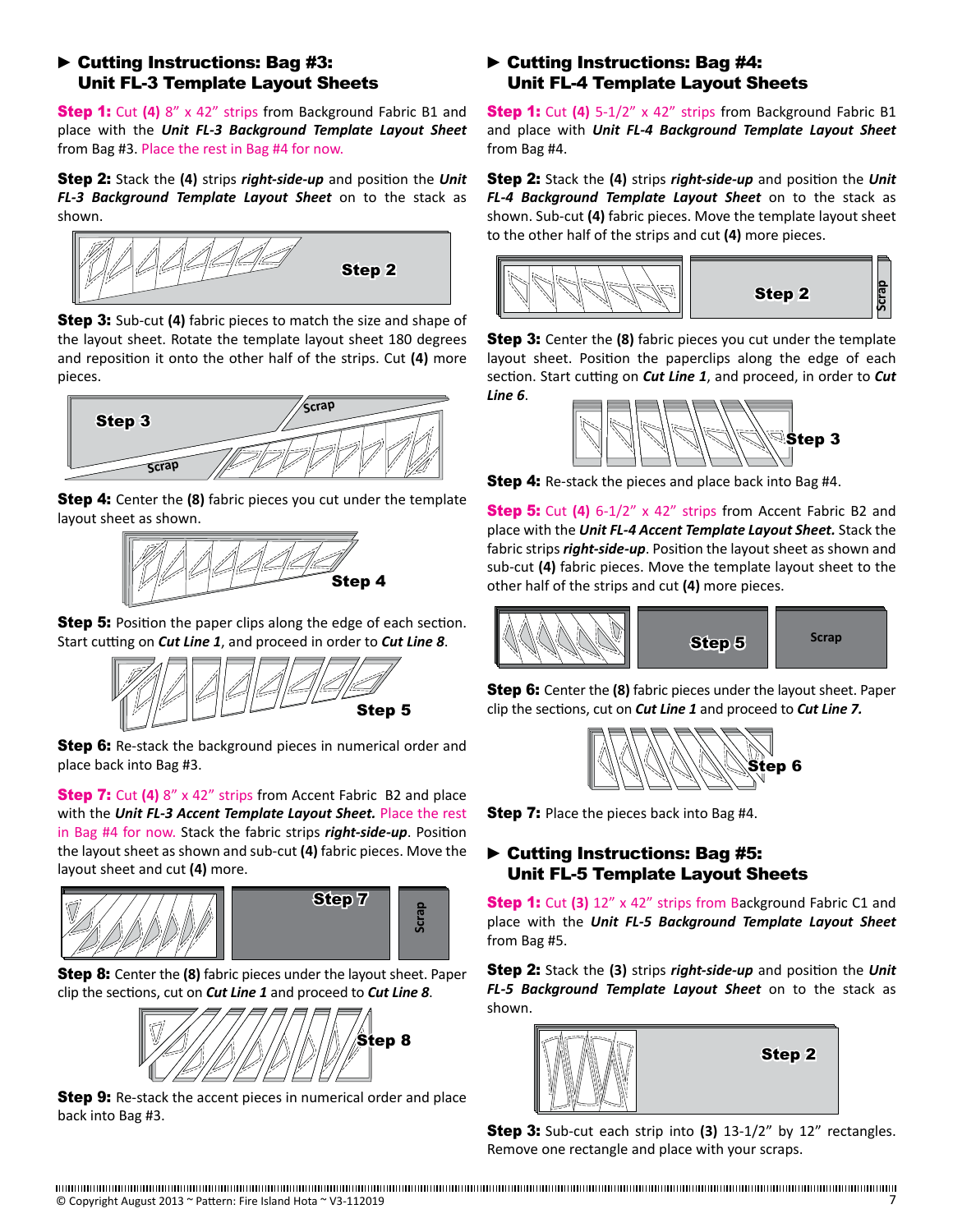## ► Cutting Instructions: Bag #3: Unit FL-3 Template Layout Sheets

**Step 1:** Cut **(4)** 8" x 42" strips from Background Fabric B1 and place with the ***Unit FL-3 Background Template Layout Sheet*** from Bag #3. Place the rest in Bag #4 for now.

**Step 2:** Stack the **(4)** strips ***right-side-up*** and position the ***Unit FL-3 Background Template Layout Sheet*** on to the stack as shown.

**Step 3:** Sub-cut **(4)** fabric pieces to match the size and shape of the layout sheet. Rotate the template layout sheet 180 degrees and reposition it onto the other half of the strips. Cut **(4)** more pieces.

**Step 4:** Center the **(8)** fabric pieces you cut under the template layout sheet as shown.

**Step 5:** Position the paper clips along the edge of each section. Start cutting on ***Cut Line 1***, and proceed in order to ***Cut Line 8***.

**Step 6:** Re-stack the background pieces in numerical order and place back into Bag #3.

**Step 7:** Cut **(4)** 8" x 42" strips from Accent Fabric B2 and place with the ***Unit FL-3 Accent Template Layout Sheet.*** Place the rest in Bag #4 for now. Stack the fabric strips ***right-side-up***. Position the layout sheet as shown and sub-cut **(4)** fabric pieces. Move the layout sheet and cut **(4)** more.

**Step 8:** Center the **(8)** fabric pieces under the layout sheet. Paper clip the sections, cut on ***Cut Line 1*** and proceed to ***Cut Line 8***.

**Step 9:** Re-stack the accent pieces in numerical order and place back into Bag #3.

## ► Cutting Instructions: Bag #4: Unit FL-4 Template Layout Sheets

**Step 1:** Cut **(4)** 5-1/2" x 42" strips from Background Fabric B1 and place with ***Unit FL-4 Background Template Layout Sheet*** from Bag #4.

**Step 2:** Stack the **(4)** strips ***right-side-up*** and position the ***Unit FL-4 Background Template Layout Sheet*** on to the stack as shown. Sub-cut **(4)** fabric pieces. Move the template layout sheet to the other half of the strips and cut **(4)** more pieces.

**Step 3:** Center the **(8)** fabric pieces you cut under the template layout sheet. Position the paperclips along the edge of each section. Start cutting on ***Cut Line 1***, and proceed, in order to ***Cut Line 6***.

**Step 4:** Re-stack the pieces and place back into Bag #4.

**Step 5:** Cut **(4)** 6-1/2" x 42" strips from Accent Fabric B2 and place with the ***Unit FL-4 Accent Template Layout Sheet.*** Stack the fabric strips ***right-side-up***. Position the layout sheet as shown and sub-cut **(4)** fabric pieces. Move the template layout sheet to the other half of the strips and cut **(4)** more pieces.

**Step 6:** Center the **(8)** fabric pieces under the layout sheet. Paper clip the sections, cut on ***Cut Line 1*** and proceed to ***Cut Line 7.***

**Step 7:** Place the pieces back into Bag #4.

## ► Cutting Instructions: Bag #5: Unit FL-5 Template Layout Sheets

**Step 1:** Cut **(3)** 12" x 42" strips from Background Fabric C1 and place with the ***Unit FL-5 Background Template Layout Sheet*** from Bag #5.

**Step 2:** Stack the **(3)** strips ***right-side-up*** and position the ***Unit FL-5 Background Template Layout Sheet*** on to the stack as shown.

**Step 3:** Sub-cut each strip into **(3)** 13-1/2" by 12" rectangles. Remove one rectangle and place with your scraps.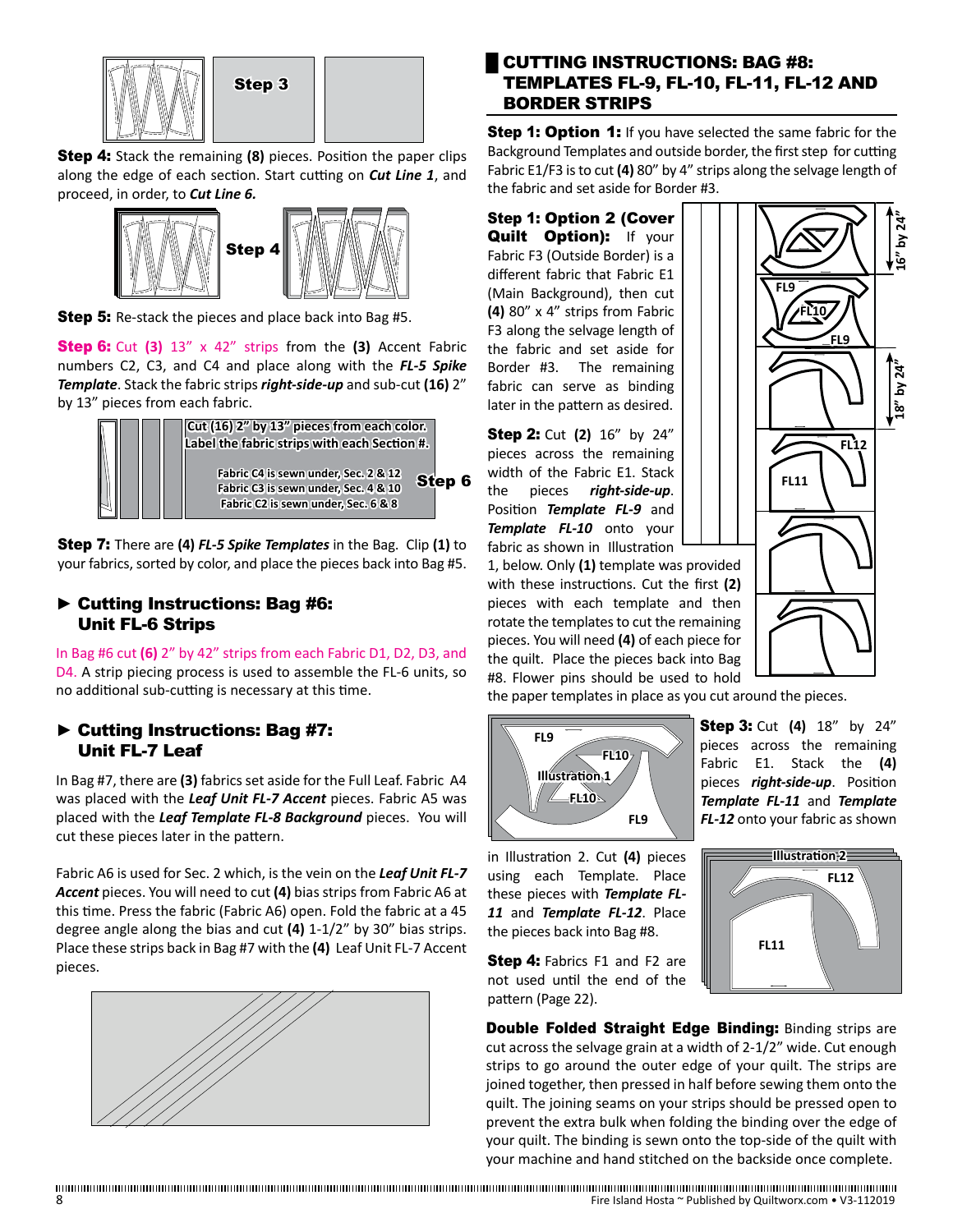Step 3

**Step 4:** Stack the remaining **(8)** pieces. Position the paper clips along the edge of each section. Start cutting on ***Cut Line 1***, and proceed, in order, to ***Cut Line 6.***

Step 4

**Step 5:** Re-stack the pieces and place back into Bag #5.

**Step 6:** Cut **(3)** 13" x 42" strips from the **(3)** Accent Fabric numbers C2, C3, and C4 and place along with the ***FL-5 Spike Template***. Stack the fabric strips ***right-side-up*** and sub-cut **(16)** 2" by 13" pieces from each fabric.

Cut (16) 2" by 13" pieces from each color.
Label the fabric strips with each Section #.

Fabric C4 is sewn under, Sec. 2 & 12
Fabric C3 is sewn under, Sec. 4 & 10
Fabric C2 is sewn under, Sec. 6 & 8

Step 6

**Step 7:** There are **(4)** ***FL-5 Spike Templates*** in the Bag. Clip **(1)** to your fabrics, sorted by color, and place the pieces back into Bag #5.

## ► Cutting Instructions: Bag #6: Unit FL-6 Strips

In Bag #6 cut **(6)** 2" by 42" strips from each Fabric D1, D2, D3, and D4. A strip piecing process is used to assemble the FL-6 units, so no additional sub-cutting is necessary at this time.

## ► Cutting Instructions: Bag #7: Unit FL-7 Leaf

In Bag #7, there are **(3)** fabrics set aside for the Full Leaf. Fabric A4 was placed with the ***Leaf Unit FL-7 Accent*** pieces. Fabric A5 was placed with the ***Leaf Template FL-8 Background*** pieces. You will cut these pieces later in the pattern.

Fabric A6 is used for Sec. 2 which, is the vein on the ***Leaf Unit FL-7 Accent*** pieces. You will need to cut **(4)** bias strips from Fabric A6 at this time. Press the fabric (Fabric A6) open. Fold the fabric at a 45 degree angle along the bias and cut **(4)** 1-1/2" by 30" bias strips. Place these strips back in Bag #7 with the **(4)** Leaf Unit FL-7 Accent pieces.

## CUTTING INSTRUCTIONS: BAG #8: TEMPLATES FL-9, FL-10, FL-11, FL-12 AND BORDER STRIPS

**Step 1: Option 1:** If you have selected the same fabric for the Background Templates and outside border, the first step for cutting Fabric E1/F3 is to cut **(4)** 80" by 4" strips along the selvage length of the fabric and set aside for Border #3.

**Step 1: Option 2 (Cover Quilt Option):** If your Fabric F3 (Outside Border) is a different fabric that Fabric E1 (Main Background), then cut **(4)** 80" x 4" strips from Fabric F3 along the selvage length of the fabric and set aside for Border #3. The remaining fabric can serve as binding later in the pattern as desired.

16" by 24"
FL9
FL10
FL9
18" by 24"
FL12
FL11

**Step 2:** Cut **(2)** 16" by 24" pieces across the remaining width of the Fabric E1. Stack the pieces ***right-side-up***. Position ***Template FL-9*** and ***Template FL-10*** onto your fabric as shown in Illustration 1, below. Only **(1)** template was provided with these instructions. Cut the first **(2)** pieces with each template and then rotate the templates to cut the remaining pieces. You will need **(4)** of each piece for the quilt. Place the pieces back into Bag #8. Flower pins should be used to hold the paper templates in place as you cut around the pieces.

FL9
FL10
Illustration 1
FL10
FL9

**Step 3:** Cut **(4)** 18" by 24" pieces across the remaining Fabric E1. Stack the **(4)** pieces ***right-side-up***. Position ***Template FL-11*** and ***Template FL-12*** onto your fabric as shown in Illustration 2. Cut **(4)** pieces using each Template. Place these pieces with ***Template FL-11*** and ***Template FL-12***. Place the pieces back into Bag #8.

Illustration 2
FL12
FL11

**Step 4:** Fabrics F1 and F2 are not used until the end of the pattern (Page 22).

**Double Folded Straight Edge Binding:** Binding strips are cut across the selvage grain at a width of 2-1/2" wide. Cut enough strips to go around the outer edge of your quilt. The strips are joined together, then pressed in half before sewing them onto the quilt. The joining seams on your strips should be pressed open to prevent the extra bulk when folding the binding over the edge of your quilt. The binding is sewn onto the top-side of the quilt with your machine and hand stitched on the backside once complete.